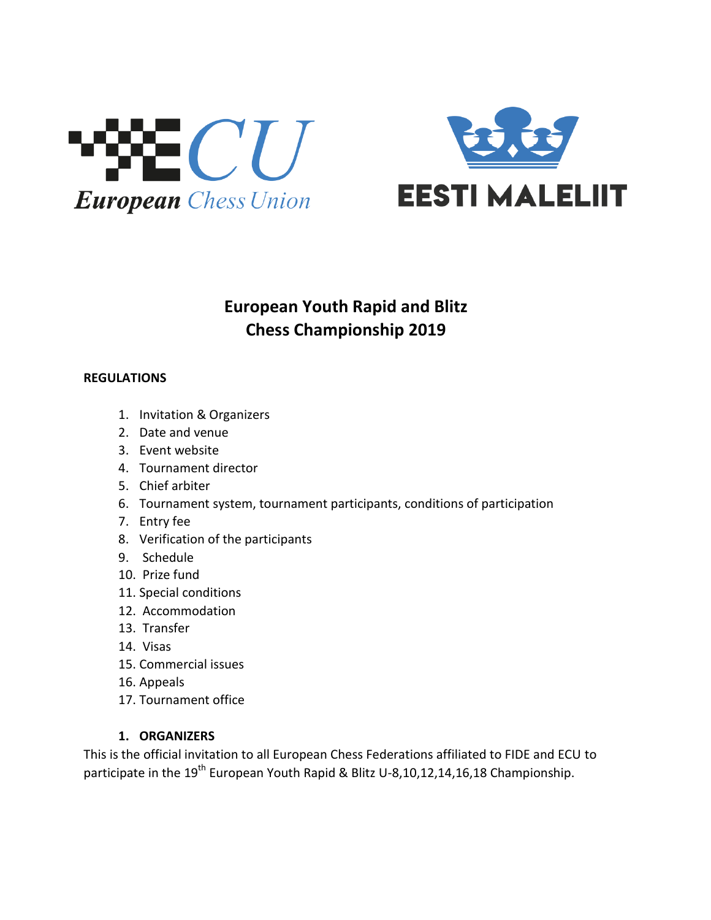# European Youth Rapid and Blitz Chess Championship 2019

**REGULATIONS**

1. Invitation & Organizers
2. Date and venue
3. Event website
4. Tournament director
5. Chief arbiter
6. Tournament system, tournament participants, conditions of participation
7. Entry fee
8. Verification of the participants
9. Schedule
10. Prize fund
11. Special conditions
12. Accommodation
13. Transfer
14. Visas
15. Commercial issues
16. Appeals
17. Tournament office

## 1. ORGANIZERS

This is the official invitation to all European Chess Federations affiliated to FIDE and ECU to participate in the 19th European Youth Rapid & Blitz U-8,10,12,14,16,18 Championship.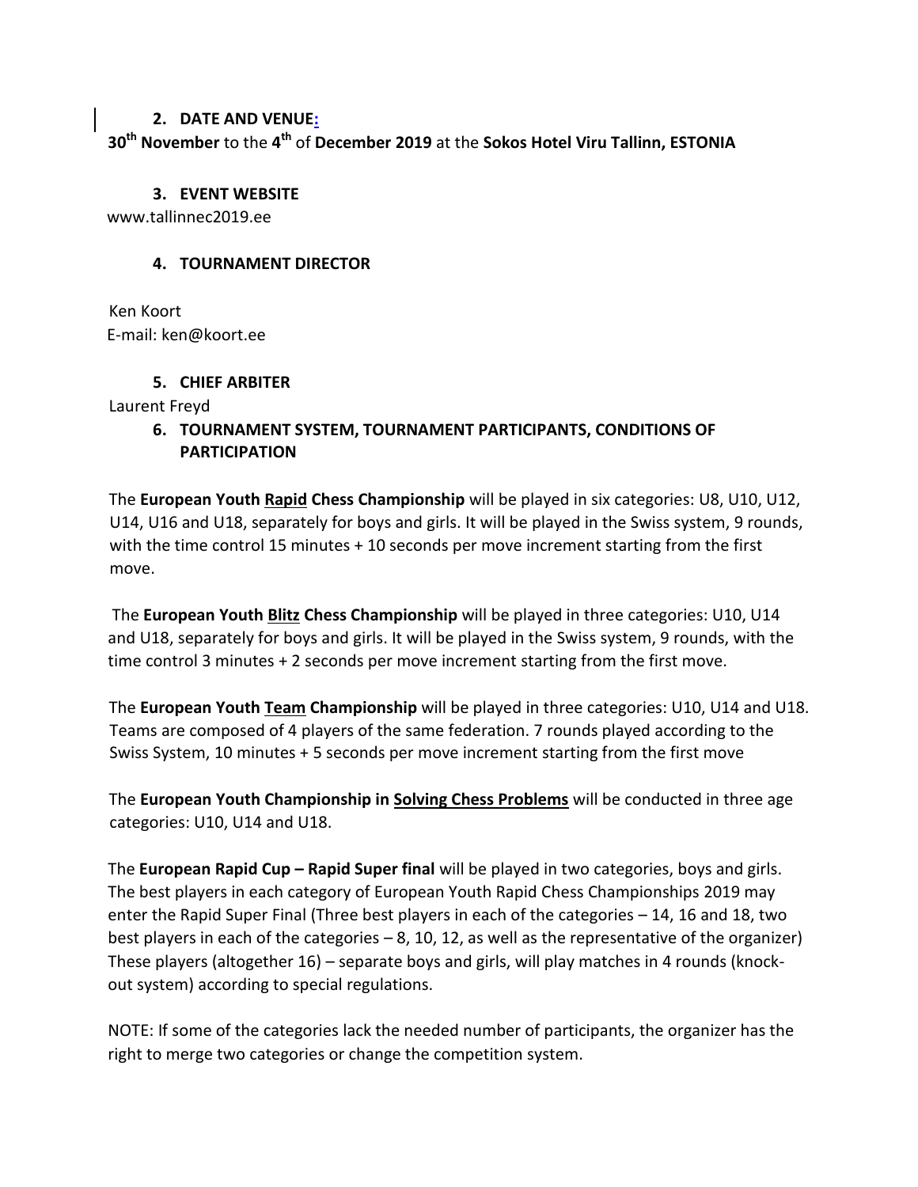## 2. DATE AND VENUE:

**30th November** to the **4th** of **December 2019** at the **Sokos Hotel Viru Tallinn, ESTONIA**

## 3. EVENT WEBSITE

www.tallinnec2019.ee

## 4. TOURNAMENT DIRECTOR

Ken Koort
E-mail: ken@koort.ee

## 5. CHIEF ARBITER

Laurent Freyd

## 6. TOURNAMENT SYSTEM, TOURNAMENT PARTICIPANTS, CONDITIONS OF PARTICIPATION

The **European Youth Rapid Chess Championship** will be played in six categories: U8, U10, U12, U14, U16 and U18, separately for boys and girls. It will be played in the Swiss system, 9 rounds, with the time control 15 minutes + 10 seconds per move increment starting from the first move.

The **European Youth Blitz Chess Championship** will be played in three categories: U10, U14 and U18, separately for boys and girls. It will be played in the Swiss system, 9 rounds, with the time control 3 minutes + 2 seconds per move increment starting from the first move.

The **European Youth Team Championship** will be played in three categories: U10, U14 and U18. Teams are composed of 4 players of the same federation. 7 rounds played according to the Swiss System, 10 minutes + 5 seconds per move increment starting from the first move

The **European Youth Championship in Solving Chess Problems** will be conducted in three age categories: U10, U14 and U18.

The **European Rapid Cup – Rapid Super final** will be played in two categories, boys and girls. The best players in each category of European Youth Rapid Chess Championships 2019 may enter the Rapid Super Final (Three best players in each of the categories – 14, 16 and 18, two best players in each of the categories – 8, 10, 12, as well as the representative of the organizer) These players (altogether 16) – separate boys and girls, will play matches in 4 rounds (knock-out system) according to special regulations.

NOTE: If some of the categories lack the needed number of participants, the organizer has the right to merge two categories or change the competition system.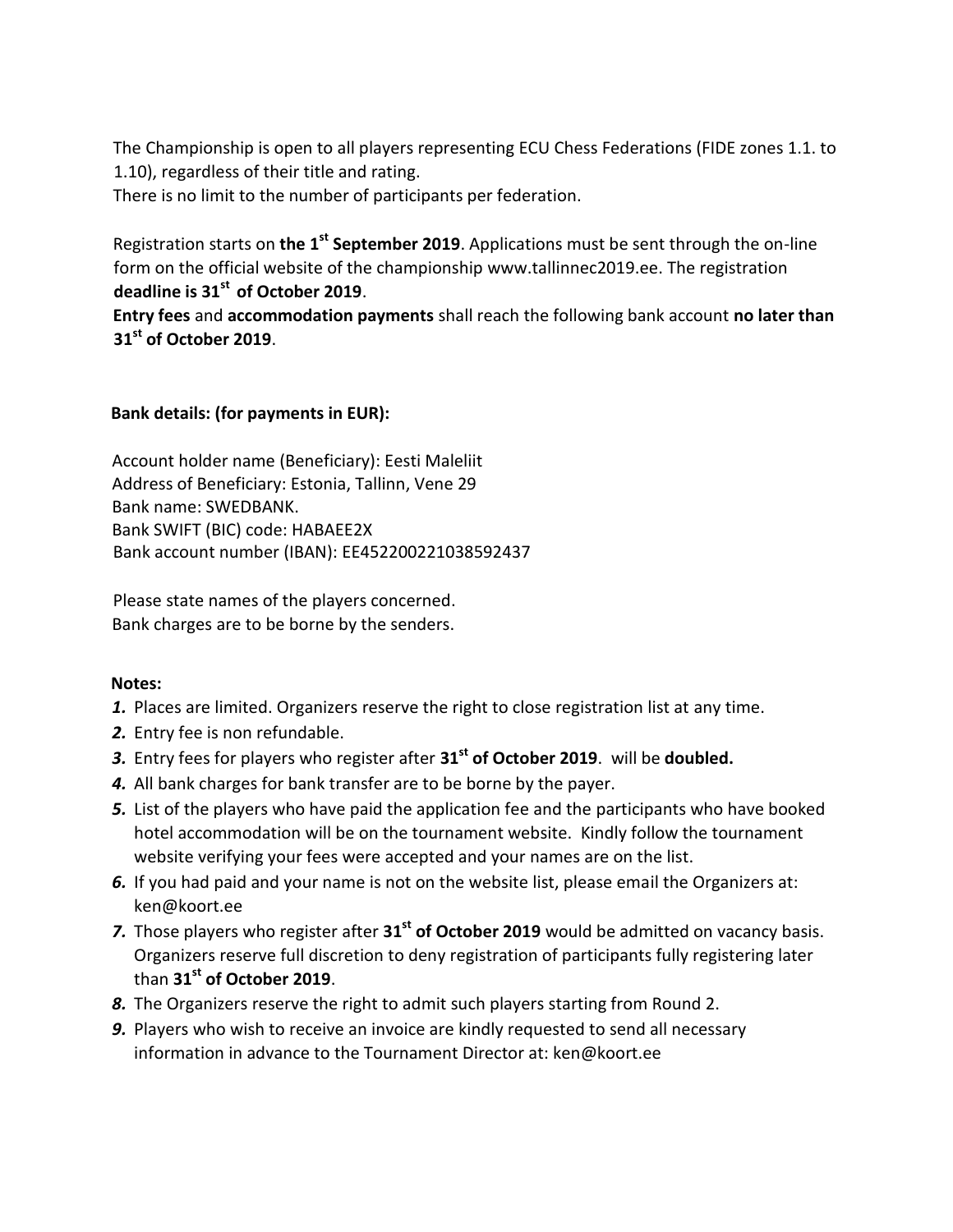The Championship is open to all players representing ECU Chess Federations (FIDE zones 1.1. to 1.10), regardless of their title and rating.
There is no limit to the number of participants per federation.

Registration starts on **the 1st September 2019**. Applications must be sent through the on-line form on the official website of the championship www.tallinnec2019.ee. The registration **deadline is 31st of October 2019**.
**Entry fees** and **accommodation payments** shall reach the following bank account **no later than 31st of October 2019**.

**Bank details: (for payments in EUR):**

Account holder name (Beneficiary): Eesti Maleliit
Address of Beneficiary: Estonia, Tallinn, Vene 29
Bank name: SWEDBANK.
Bank SWIFT (BIC) code: HABAEE2X
Bank account number (IBAN): EE452200221038592437

Please state names of the players concerned.
Bank charges are to be borne by the senders.

**Notes:**

1. Places are limited. Organizers reserve the right to close registration list at any time.
2. Entry fee is non refundable.
3. Entry fees for players who register after **31st of October 2019**. will be **doubled.**
4. All bank charges for bank transfer are to be borne by the payer.
5. List of the players who have paid the application fee and the participants who have booked hotel accommodation will be on the tournament website. Kindly follow the tournament website verifying your fees were accepted and your names are on the list.
6. If you had paid and your name is not on the website list, please email the Organizers at: ken@koort.ee
7. Those players who register after **31st of October 2019** would be admitted on vacancy basis. Organizers reserve full discretion to deny registration of participants fully registering later than **31st of October 2019**.
8. The Organizers reserve the right to admit such players starting from Round 2.
9. Players who wish to receive an invoice are kindly requested to send all necessary information in advance to the Tournament Director at: ken@koort.ee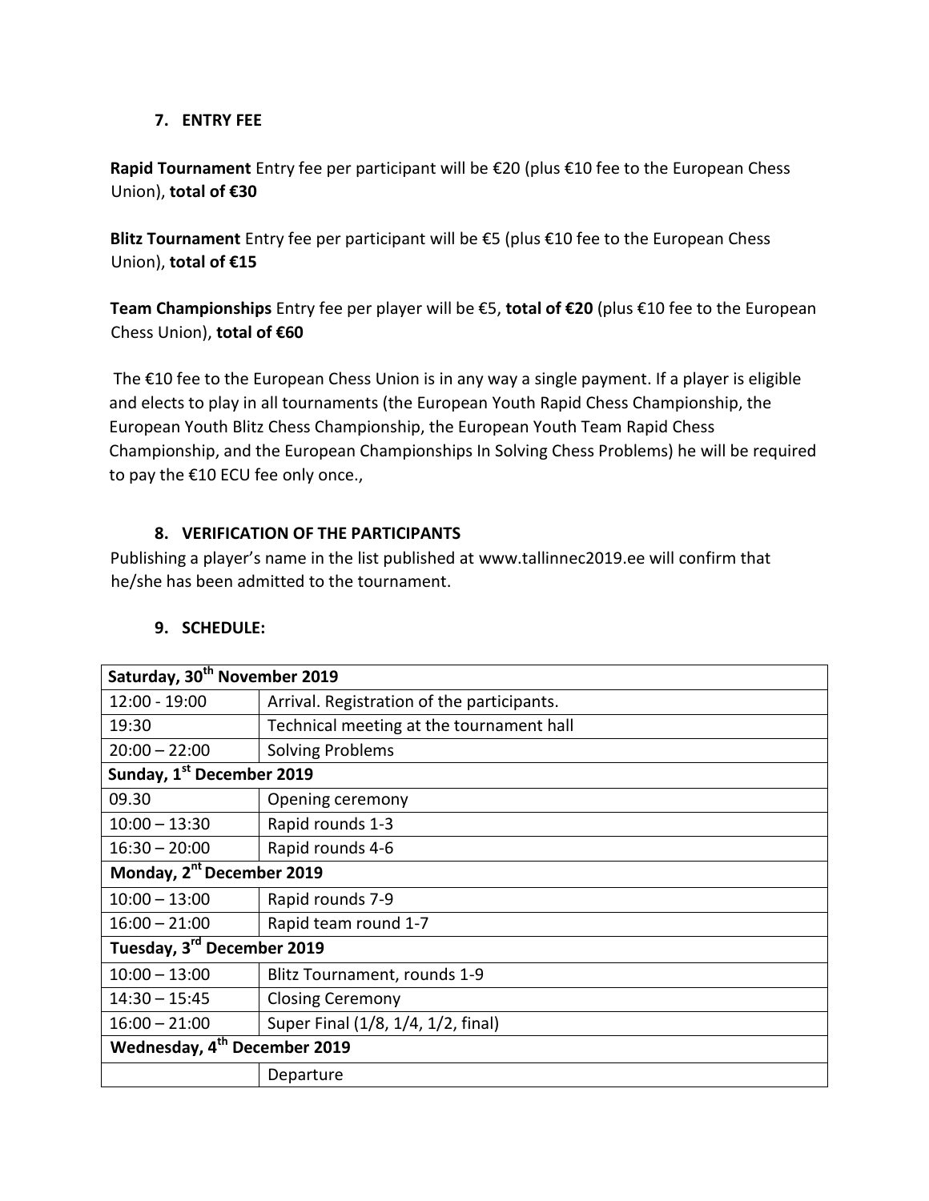## 7. ENTRY FEE

**Rapid Tournament** Entry fee per participant will be €20 (plus €10 fee to the European Chess Union), **total of €30**

**Blitz Tournament** Entry fee per participant will be €5 (plus €10 fee to the European Chess Union), **total of €15**

**Team Championships** Entry fee per player will be €5, **total of €20** (plus €10 fee to the European Chess Union), **total of €60**

The €10 fee to the European Chess Union is in any way a single payment. If a player is eligible and elects to play in all tournaments (the European Youth Rapid Chess Championship, the European Youth Blitz Chess Championship, the European Youth Team Rapid Chess Championship, and the European Championships In Solving Chess Problems) he will be required to pay the €10 ECU fee only once.,

## 8. VERIFICATION OF THE PARTICIPANTS

Publishing a player's name in the list published at www.tallinnec2019.ee will confirm that he/she has been admitted to the tournament.

## 9. SCHEDULE:

| **Saturday, 30th November 2019** | |
|---|---|
| 12:00 - 19:00 | Arrival. Registration of the participants. |
| 19:30 | Technical meeting at the tournament hall |
| 20:00 – 22:00 | Solving Problems |
| **Sunday, 1st December 2019** | |
| 09.30 | Opening ceremony |
| 10:00 – 13:30 | Rapid rounds 1-3 |
| 16:30 – 20:00 | Rapid rounds 4-6 |
| **Monday, 2nt December 2019** | |
| 10:00 – 13:00 | Rapid rounds 7-9 |
| 16:00 – 21:00 | Rapid team round 1-7 |
| **Tuesday, 3rd December 2019** | |
| 10:00 – 13:00 | Blitz Tournament, rounds 1-9 |
| 14:30 – 15:45 | Closing Ceremony |
| 16:00 – 21:00 | Super Final (1/8, 1/4, 1/2, final) |
| **Wednesday, 4th December 2019** | |
| | Departure |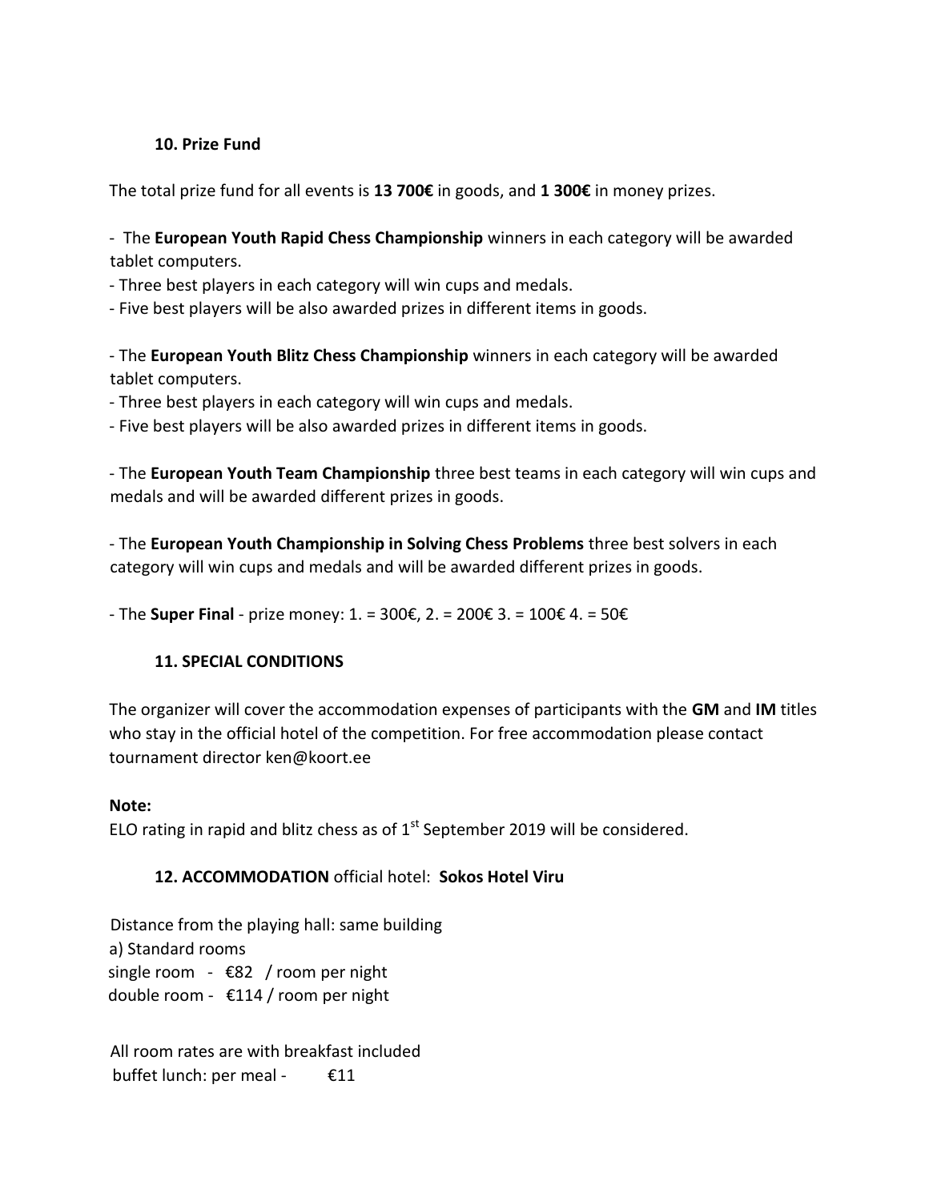## 10. Prize Fund

The total prize fund for all events is **13 700€** in goods, and **1 300€** in money prizes.

- The **European Youth Rapid Chess Championship** winners in each category will be awarded tablet computers.
- Three best players in each category will win cups and medals.
- Five best players will be also awarded prizes in different items in goods.

- The **European Youth Blitz Chess Championship** winners in each category will be awarded tablet computers.
- Three best players in each category will win cups and medals.
- Five best players will be also awarded prizes in different items in goods.

- The **European Youth Team Championship** three best teams in each category will win cups and medals and will be awarded different prizes in goods.

- The **European Youth Championship in Solving Chess Problems** three best solvers in each category will win cups and medals and will be awarded different prizes in goods.

- The **Super Final** - prize money: 1. = 300€, 2. = 200€ 3. = 100€ 4. = 50€

## 11. SPECIAL CONDITIONS

The organizer will cover the accommodation expenses of participants with the **GM** and **IM** titles who stay in the official hotel of the competition. For free accommodation please contact tournament director ken@koort.ee

**Note:**
ELO rating in rapid and blitz chess as of 1st September 2019 will be considered.

## 12. ACCOMMODATION official hotel: **Sokos Hotel Viru**

Distance from the playing hall: same building
a) Standard rooms
single room - €82 / room per night
double room - €114 / room per night

All room rates are with breakfast included
buffet lunch: per meal - €11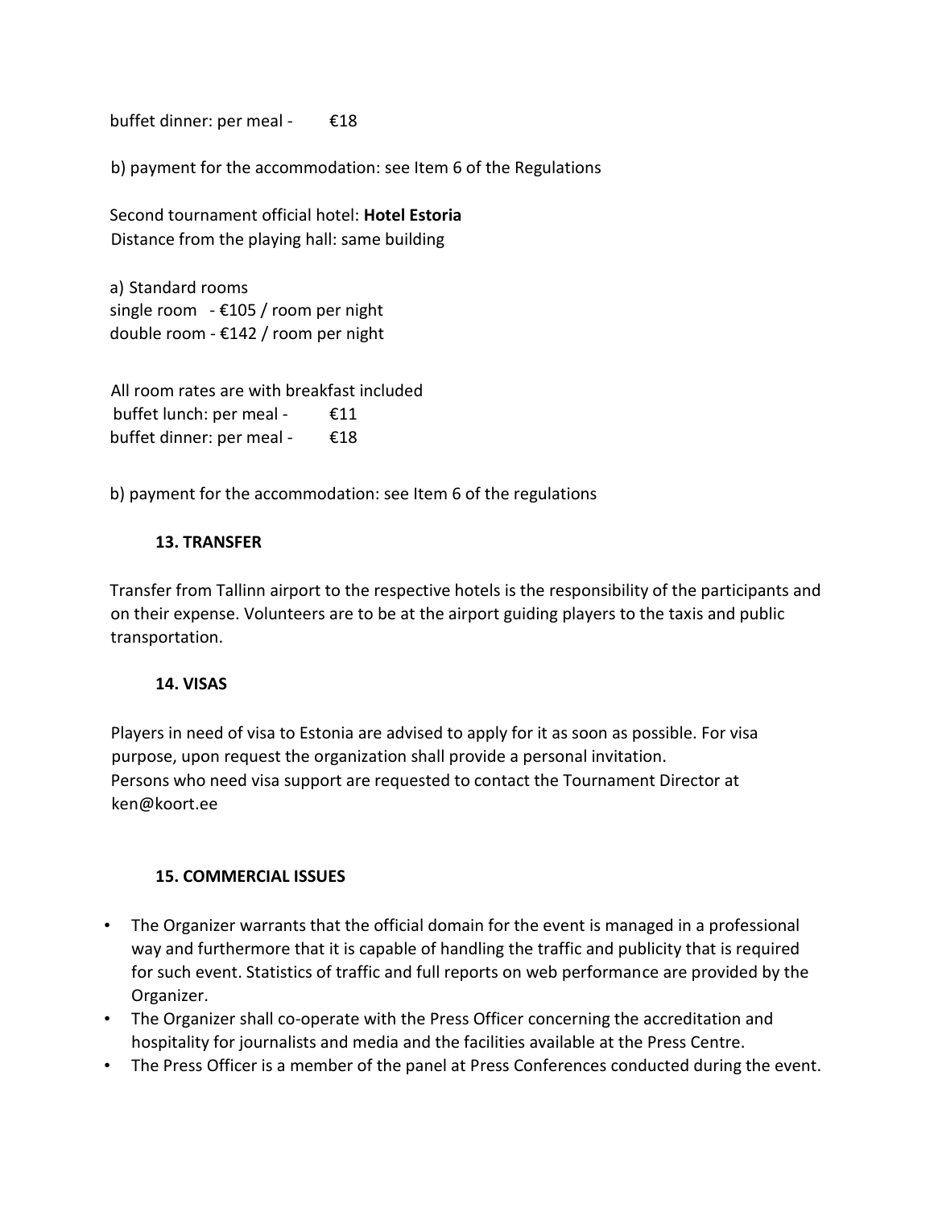buffet dinner: per meal - €18

b) payment for the accommodation: see Item 6 of the Regulations

Second tournament official hotel: **Hotel Estoria**
Distance from the playing hall: same building

a) Standard rooms
single room - €105 / room per night
double room - €142 / room per night

All room rates are with breakfast included
buffet lunch: per meal - €11
buffet dinner: per meal - €18

b) payment for the accommodation: see Item 6 of the regulations

### 13. TRANSFER

Transfer from Tallinn airport to the respective hotels is the responsibility of the participants and on their expense. Volunteers are to be at the airport guiding players to the taxis and public transportation.

### 14. VISAS

Players in need of visa to Estonia are advised to apply for it as soon as possible. For visa purpose, upon request the organization shall provide a personal invitation.
Persons who need visa support are requested to contact the Tournament Director at ken@koort.ee

### 15. COMMERCIAL ISSUES

- The Organizer warrants that the official domain for the event is managed in a professional way and furthermore that it is capable of handling the traffic and publicity that is required for such event. Statistics of traffic and full reports on web performance are provided by the Organizer.
- The Organizer shall co-operate with the Press Officer concerning the accreditation and hospitality for journalists and media and the facilities available at the Press Centre.
- The Press Officer is a member of the panel at Press Conferences conducted during the event.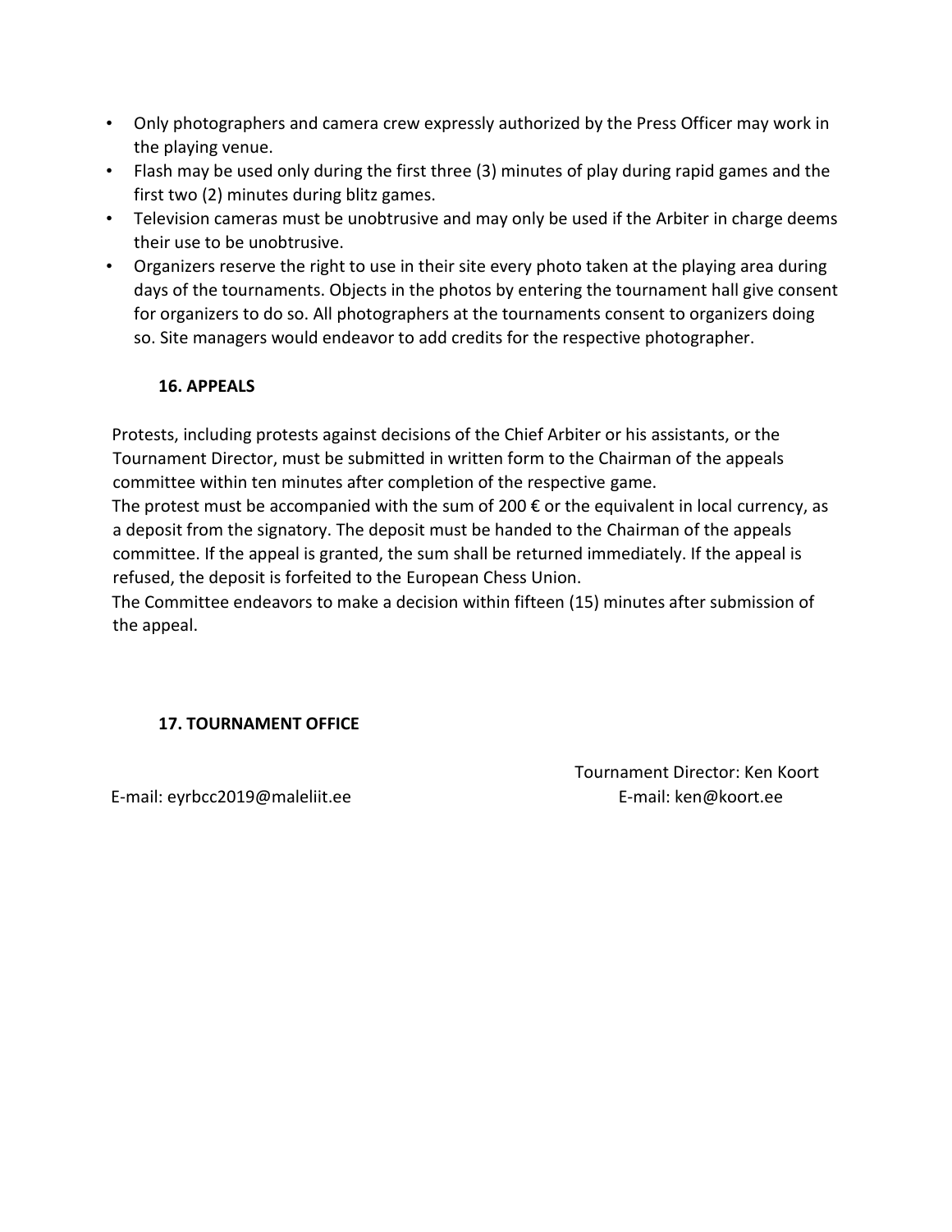- Only photographers and camera crew expressly authorized by the Press Officer may work in the playing venue.
- Flash may be used only during the first three (3) minutes of play during rapid games and the first two (2) minutes during blitz games.
- Television cameras must be unobtrusive and may only be used if the Arbiter in charge deems their use to be unobtrusive.
- Organizers reserve the right to use in their site every photo taken at the playing area during days of the tournaments. Objects in the photos by entering the tournament hall give consent for organizers to do so. All photographers at the tournaments consent to organizers doing so. Site managers would endeavor to add credits for the respective photographer.

## 16. APPEALS

Protests, including protests against decisions of the Chief Arbiter or his assistants, or the Tournament Director, must be submitted in written form to the Chairman of the appeals committee within ten minutes after completion of the respective game.
The protest must be accompanied with the sum of 200 € or the equivalent in local currency, as a deposit from the signatory. The deposit must be handed to the Chairman of the appeals committee. If the appeal is granted, the sum shall be returned immediately. If the appeal is refused, the deposit is forfeited to the European Chess Union.
The Committee endeavors to make a decision within fifteen (15) minutes after submission of the appeal.

## 17. TOURNAMENT OFFICE

E-mail: eyrbcc2019@maleliit.ee

Tournament Director: Ken Koort
E-mail: ken@koort.ee